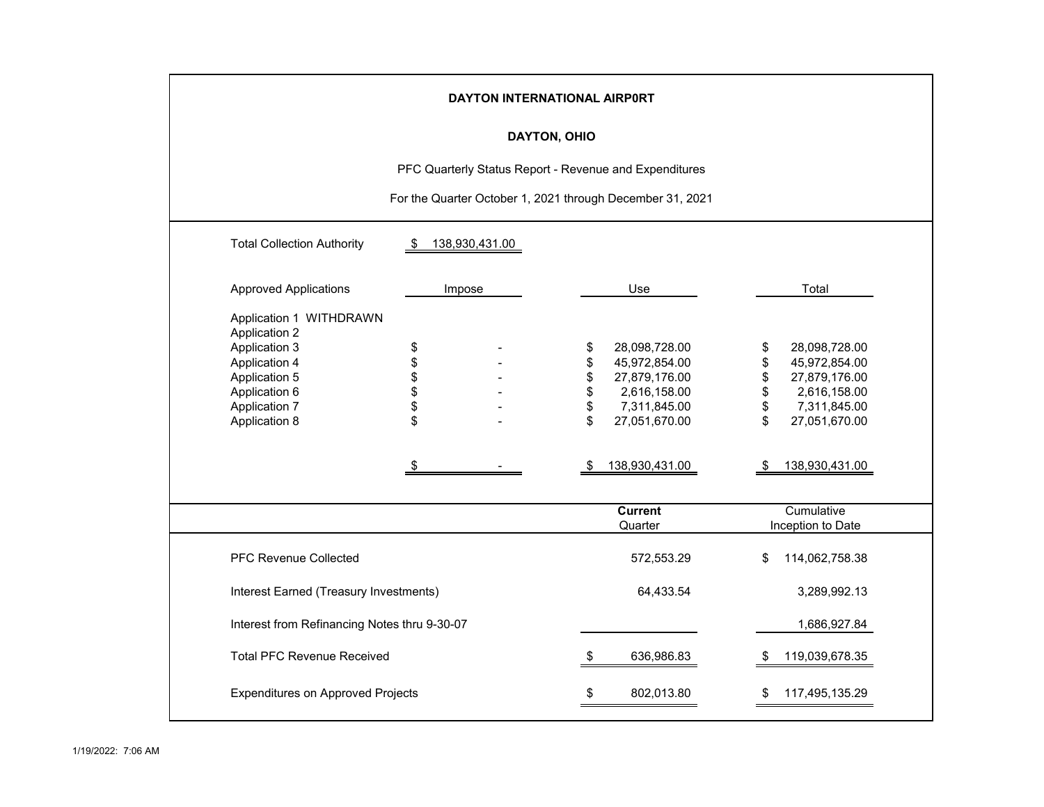**DAYTON INTERNATIONAL AIRP0RT**

**DAYTON, OHIO**

PFC Quarterly Status Report - Revenue and Expenditures

For the Quarter October 1, 2021 through December 31, 2021

Total Collection Authority $ 138,930,431.00

| Approved Applications | Impose | Use | Total |
|---|---|---|---|
| Application 1 WITHDRAWN | | | |
| Application 2 | | | |
| Application 3 | $ - | $ 28,098,728.00 | $ 28,098,728.00 |
| Application 4 | $ - | $ 45,972,854.00 | $ 45,972,854.00 |
| Application 5 | $ - | $ 27,879,176.00 | $ 27,879,176.00 |
| Application 6 | $ - | $ 2,616,158.00 | $ 2,616,158.00 |
| Application 7 | $ - | $ 7,311,845.00 | $ 7,311,845.00 |
| Application 8 | $ - | $ 27,051,670.00 | $ 27,051,670.00 |
| | $ - | $ 138,930,431.00 | $ 138,930,431.00 |

| | **Current** Quarter | Cumulative Inception to Date |
|---|---|---|
| PFC Revenue Collected | 572,553.29 | $ 114,062,758.38 |
| Interest Earned (Treasury Investments) | 64,433.54 | 3,289,992.13 |
| Interest from Refinancing Notes thru 9-30-07 | | 1,686,927.84 |
| Total PFC Revenue Received | $ 636,986.83 | $ 119,039,678.35 |
| Expenditures on Approved Projects | $ 802,013.80 | $ 117,495,135.29 |

1/19/2022: 7:06 AM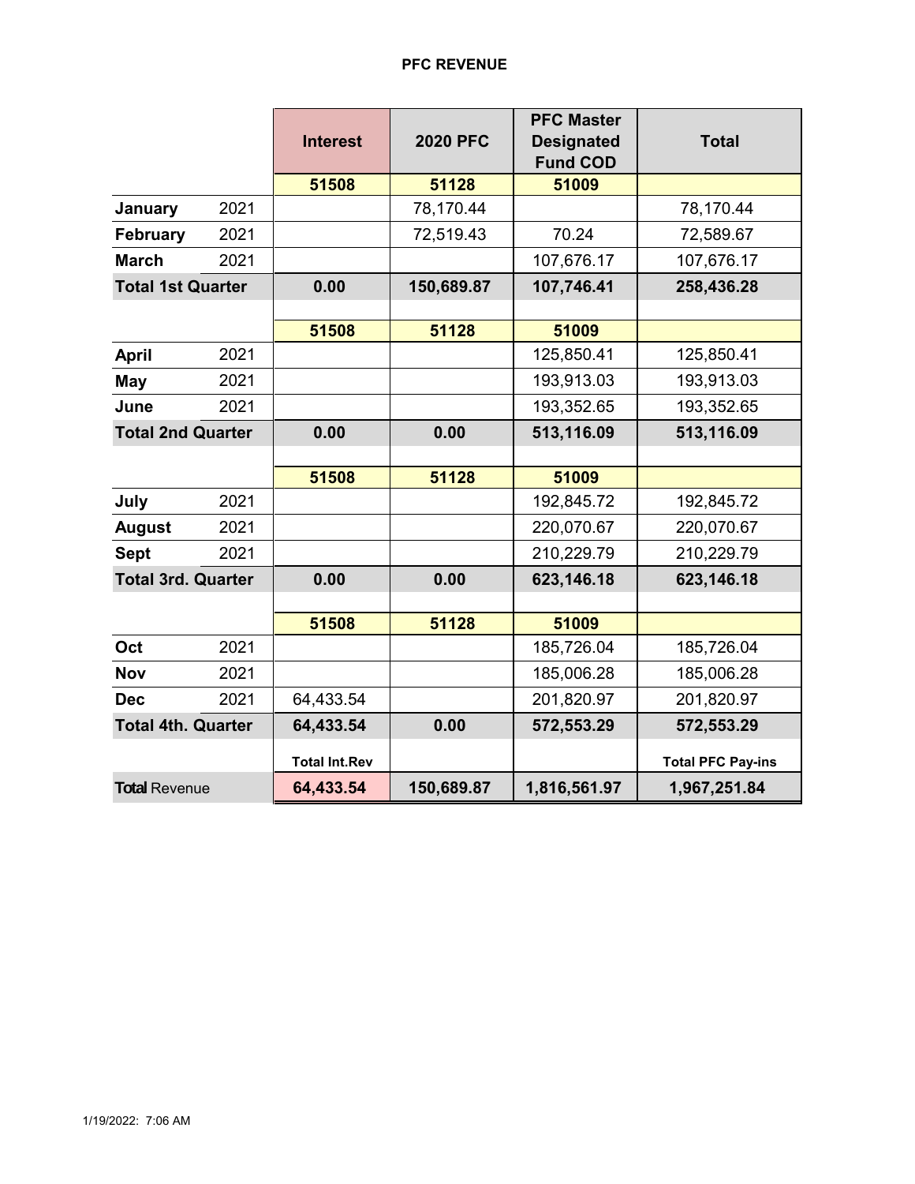# PFC REVENUE

| | | Interest | 2020 PFC | PFC Master Designated Fund COD | Total |
|---|---|---|---|---|---|
| | | 51508 | 51128 | 51009 | |
| **January** | 2021 | | 78,170.44 | | 78,170.44 |
| **February** | 2021 | | 72,519.43 | 70.24 | 72,589.67 |
| **March** | 2021 | | | 107,676.17 | 107,676.17 |
| **Total 1st Quarter** | | **0.00** | **150,689.87** | **107,746.41** | **258,436.28** |
| | | | | | |
| | | 51508 | 51128 | 51009 | |
| **April** | 2021 | | | 125,850.41 | 125,850.41 |
| **May** | 2021 | | | 193,913.03 | 193,913.03 |
| **June** | 2021 | | | 193,352.65 | 193,352.65 |
| **Total 2nd Quarter** | | **0.00** | **0.00** | **513,116.09** | **513,116.09** |
| | | | | | |
| | | 51508 | 51128 | 51009 | |
| **July** | 2021 | | | 192,845.72 | 192,845.72 |
| **August** | 2021 | | | 220,070.67 | 220,070.67 |
| **Sept** | 2021 | | | 210,229.79 | 210,229.79 |
| **Total 3rd. Quarter** | | **0.00** | **0.00** | **623,146.18** | **623,146.18** |
| | | | | | |
| | | 51508 | 51128 | 51009 | |
| **Oct** | 2021 | | | 185,726.04 | 185,726.04 |
| **Nov** | 2021 | | | 185,006.28 | 185,006.28 |
| **Dec** | 2021 | 64,433.54 | | 201,820.97 | 201,820.97 |
| **Total 4th. Quarter** | | **64,433.54** | **0.00** | **572,553.29** | **572,553.29** |
| | | **Total Int.Rev** | | | **Total PFC Pay-ins** |
| **Total** Revenue | | **64,433.54** | **150,689.87** | **1,816,561.97** | **1,967,251.84** |

1/19/2022: 7:06 AM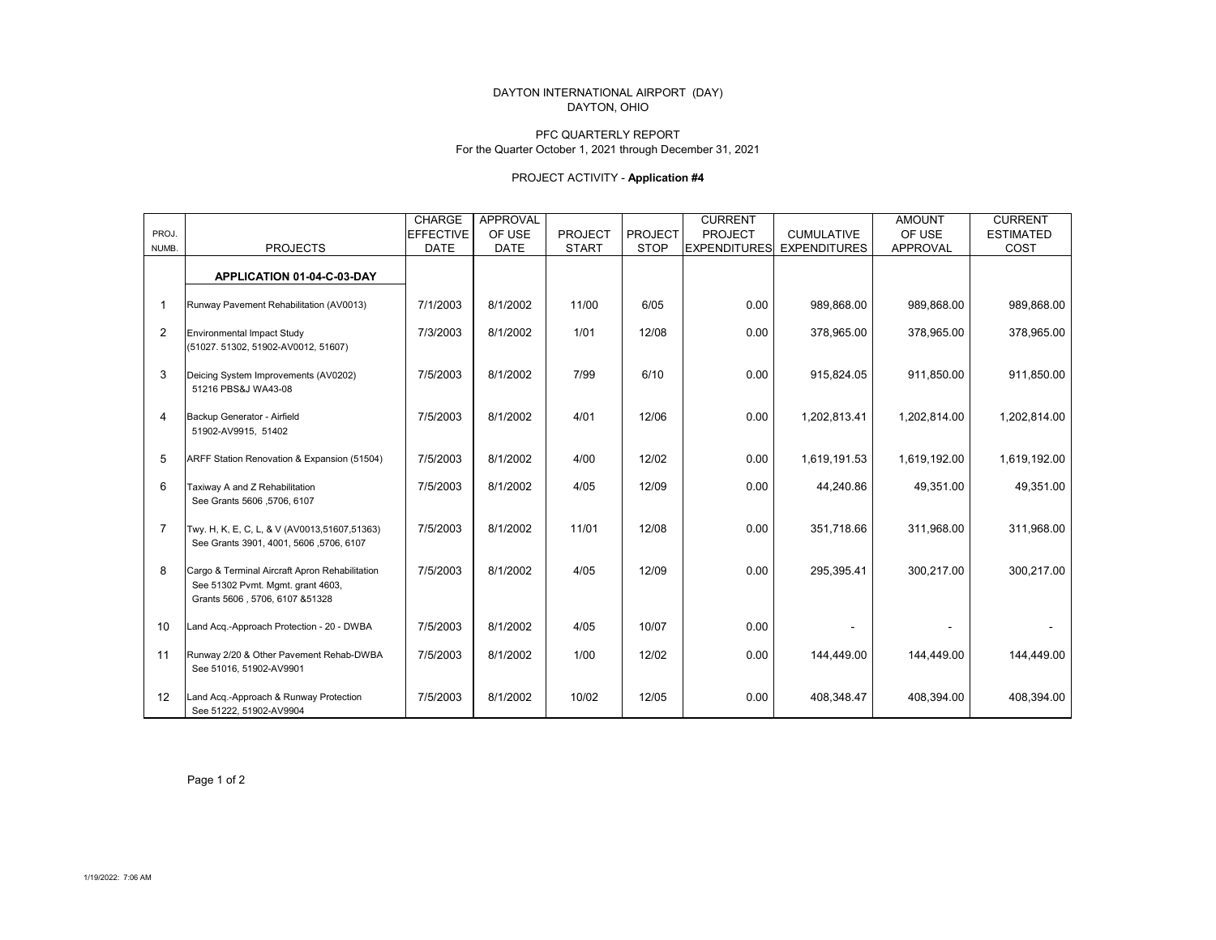DAYTON INTERNATIONAL AIRPORT (DAY)
DAYTON, OHIO

PFC QUARTERLY REPORT
For the Quarter October 1, 2021 through December 31, 2021

PROJECT ACTIVITY - **Application #4**

| PROJ. NUMB. | PROJECTS | CHARGE EFFECTIVE DATE | APPROVAL OF USE DATE | PROJECT START | PROJECT STOP | CURRENT PROJECT EXPENDITURES | CUMULATIVE EXPENDITURES | AMOUNT OF USE APPROVAL | CURRENT ESTIMATED COST |
|---|---|---|---|---|---|---|---|---|---|
| | **APPLICATION 01-04-C-03-DAY** | | | | | | | | |
| 1 | Runway Pavement Rehabilitation (AV0013) | 7/1/2003 | 8/1/2002 | 11/00 | 6/05 | 0.00 | 989,868.00 | 989,868.00 | 989,868.00 |
| 2 | Environmental Impact Study (51027. 51302, 51902-AV0012, 51607) | 7/3/2003 | 8/1/2002 | 1/01 | 12/08 | 0.00 | 378,965.00 | 378,965.00 | 378,965.00 |
| 3 | Deicing System Improvements (AV0202) 51216 PBS&J WA43-08 | 7/5/2003 | 8/1/2002 | 7/99 | 6/10 | 0.00 | 915,824.05 | 911,850.00 | 911,850.00 |
| 4 | Backup Generator - Airfield 51902-AV9915, 51402 | 7/5/2003 | 8/1/2002 | 4/01 | 12/06 | 0.00 | 1,202,813.41 | 1,202,814.00 | 1,202,814.00 |
| 5 | ARFF Station Renovation & Expansion (51504) | 7/5/2003 | 8/1/2002 | 4/00 | 12/02 | 0.00 | 1,619,191.53 | 1,619,192.00 | 1,619,192.00 |
| 6 | Taxiway A and Z Rehabilitation See Grants 5606 ,5706, 6107 | 7/5/2003 | 8/1/2002 | 4/05 | 12/09 | 0.00 | 44,240.86 | 49,351.00 | 49,351.00 |
| 7 | Twy. H, K, E, C, L, & V (AV0013,51607,51363) See Grants 3901, 4001, 5606 ,5706, 6107 | 7/5/2003 | 8/1/2002 | 11/01 | 12/08 | 0.00 | 351,718.66 | 311,968.00 | 311,968.00 |
| 8 | Cargo & Terminal Aircraft Apron Rehabilitation See 51302 Pvmt. Mgmt. grant 4603, Grants 5606 , 5706, 6107 &51328 | 7/5/2003 | 8/1/2002 | 4/05 | 12/09 | 0.00 | 295,395.41 | 300,217.00 | 300,217.00 |
| 10 | Land Acq.-Approach Protection - 20 - DWBA | 7/5/2003 | 8/1/2002 | 4/05 | 10/07 | 0.00 | - | - | - |
| 11 | Runway 2/20 & Other Pavement Rehab-DWBA See 51016, 51902-AV9901 | 7/5/2003 | 8/1/2002 | 1/00 | 12/02 | 0.00 | 144,449.00 | 144,449.00 | 144,449.00 |
| 12 | Land Acq.-Approach & Runway Protection See 51222, 51902-AV9904 | 7/5/2003 | 8/1/2002 | 10/02 | 12/05 | 0.00 | 408,348.47 | 408,394.00 | 408,394.00 |

1/19/2022: 7:06 AM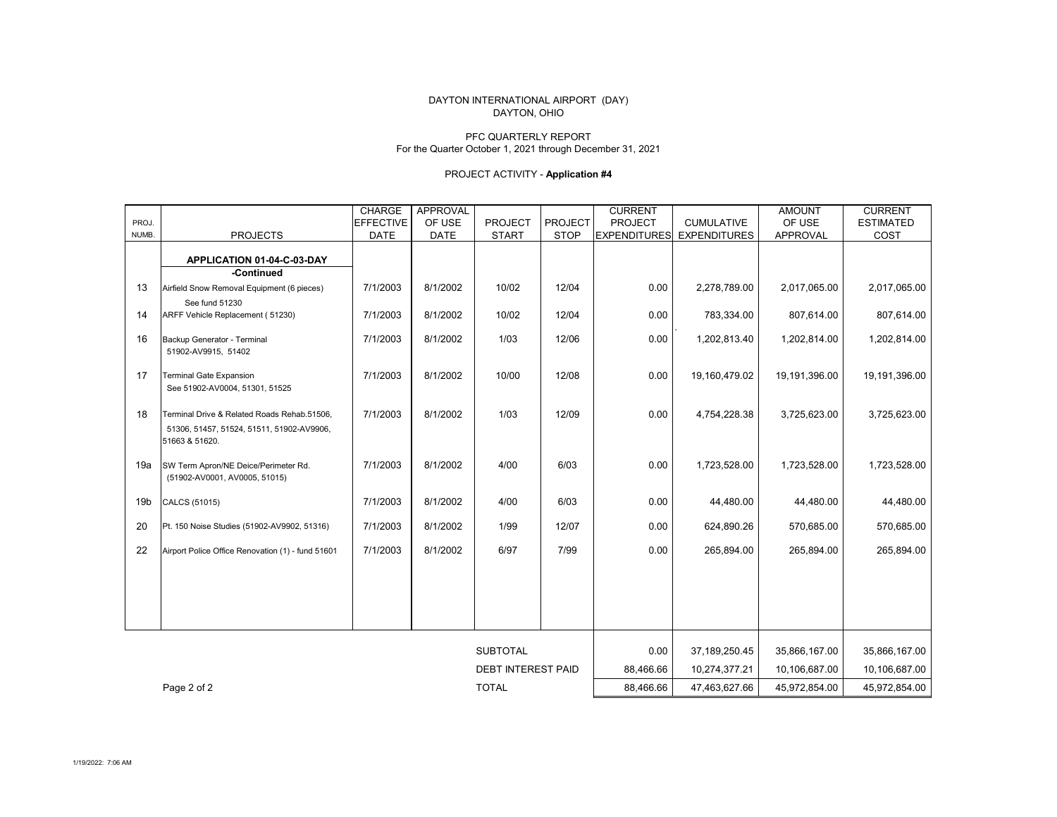DAYTON INTERNATIONAL AIRPORT (DAY)
DAYTON, OHIO

PFC QUARTERLY REPORT
For the Quarter October 1, 2021 through December 31, 2021

PROJECT ACTIVITY - **Application #4**

| PROJ. NUMB. | PROJECTS | CHARGE EFFECTIVE DATE | APPROVAL OF USE DATE | PROJECT START | PROJECT STOP | CURRENT PROJECT EXPENDITURES | CUMULATIVE EXPENDITURES | AMOUNT OF USE APPROVAL | CURRENT ESTIMATED COST |
|---|---|---|---|---|---|---|---|---|---|
| | **APPLICATION 01-04-C-03-DAY** | | | | | | | | |
| | **-Continued** | | | | | | | | |
| 13 | Airfield Snow Removal Equipment (6 pieces) See fund 51230 | 7/1/2003 | 8/1/2002 | 10/02 | 12/04 | 0.00 | 2,278,789.00 | 2,017,065.00 | 2,017,065.00 |
| 14 | ARFF Vehicle Replacement ( 51230) | 7/1/2003 | 8/1/2002 | 10/02 | 12/04 | 0.00 | 783,334.00 | 807,614.00 | 807,614.00 |
| 16 | Backup Generator - Terminal 51902-AV9915, 51402 | 7/1/2003 | 8/1/2002 | 1/03 | 12/06 | 0.00 | 1,202,813.40 | 1,202,814.00 | 1,202,814.00 |
| 17 | Terminal Gate Expansion See 51902-AV0004, 51301, 51525 | 7/1/2003 | 8/1/2002 | 10/00 | 12/08 | 0.00 | 19,160,479.02 | 19,191,396.00 | 19,191,396.00 |
| 18 | Terminal Drive & Related Roads Rehab.51506, 51306, 51457, 51524, 51511, 51902-AV9906, 51663 & 51620. | 7/1/2003 | 8/1/2002 | 1/03 | 12/09 | 0.00 | 4,754,228.38 | 3,725,623.00 | 3,725,623.00 |
| 19a | SW Term Apron/NE Deice/Perimeter Rd. (51902-AV0001, AV0005, 51015) | 7/1/2003 | 8/1/2002 | 4/00 | 6/03 | 0.00 | 1,723,528.00 | 1,723,528.00 | 1,723,528.00 |
| 19b | CALCS (51015) | 7/1/2003 | 8/1/2002 | 4/00 | 6/03 | 0.00 | 44,480.00 | 44,480.00 | 44,480.00 |
| 20 | Pt. 150 Noise Studies (51902-AV9902, 51316) | 7/1/2003 | 8/1/2002 | 1/99 | 12/07 | 0.00 | 624,890.26 | 570,685.00 | 570,685.00 |
| 22 | Airport Police Office Renovation (1) - fund 51601 | 7/1/2003 | 8/1/2002 | 6/97 | 7/99 | 0.00 | 265,894.00 | 265,894.00 | 265,894.00 |
| | | | | SUBTOTAL | | 0.00 | 37,189,250.45 | 35,866,167.00 | 35,866,167.00 |
| | | | | DEBT INTEREST PAID | | 88,466.66 | 10,274,377.21 | 10,106,687.00 | 10,106,687.00 |
| | | | | TOTAL | | 88,466.66 | 47,463,627.66 | 45,972,854.00 | 45,972,854.00 |

1/19/2022: 7:06 AM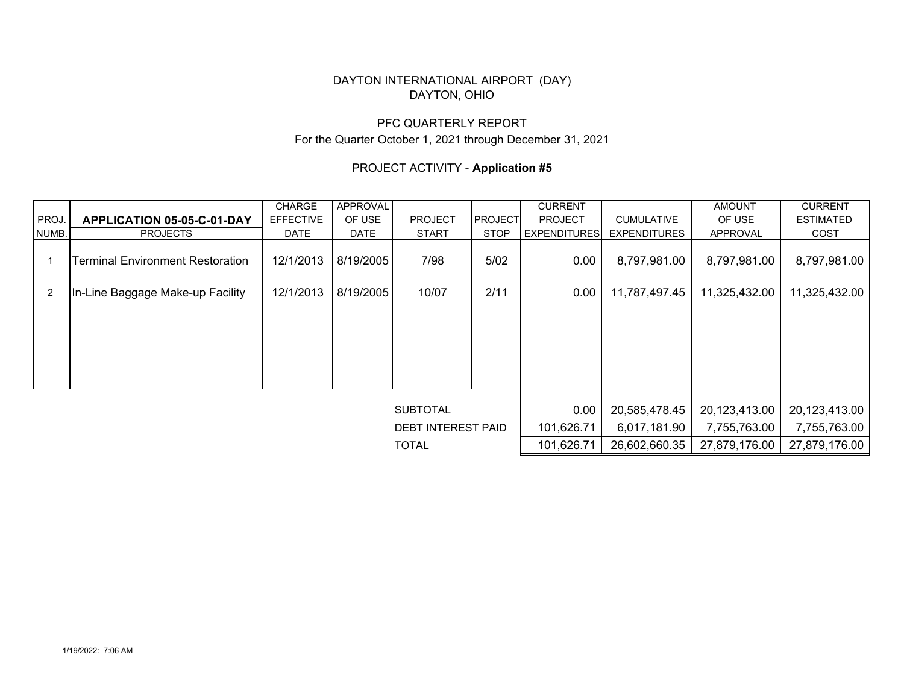DAYTON INTERNATIONAL AIRPORT (DAY)
DAYTON, OHIO

PFC QUARTERLY REPORT
For the Quarter October 1, 2021 through December 31, 2021

PROJECT ACTIVITY - **Application #5**

| PROJ. NUMB. | **APPLICATION 05-05-C-01-DAY** PROJECTS | CHARGE EFFECTIVE DATE | APPROVAL OF USE DATE | PROJECT START | PROJECT STOP | CURRENT PROJECT EXPENDITURES | CUMULATIVE EXPENDITURES | AMOUNT OF USE APPROVAL | CURRENT ESTIMATED COST |
|---|---|---|---|---|---|---|---|---|---|
| 1 | Terminal Environment Restoration | 12/1/2013 | 8/19/2005 | 7/98 | 5/02 | 0.00 | 8,797,981.00 | 8,797,981.00 | 8,797,981.00 |
| 2 | In-Line Baggage Make-up Facility | 12/1/2013 | 8/19/2005 | 10/07 | 2/11 | 0.00 | 11,787,497.45 | 11,325,432.00 | 11,325,432.00 |
| | | | | SUBTOTAL | | 0.00 | 20,585,478.45 | 20,123,413.00 | 20,123,413.00 |
| | | | | DEBT INTEREST PAID | | 101,626.71 | 6,017,181.90 | 7,755,763.00 | 7,755,763.00 |
| | | | | TOTAL | | 101,626.71 | 26,602,660.35 | 27,879,176.00 | 27,879,176.00 |

1/19/2022: 7:06 AM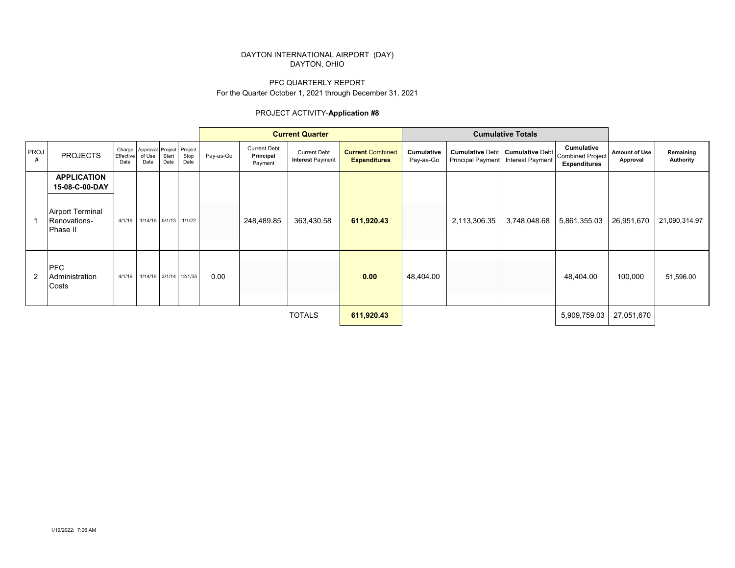DAYTON INTERNATIONAL AIRPORT (DAY)
DAYTON, OHIO

PFC QUARTERLY REPORT
For the Quarter October 1, 2021 through December 31, 2021

PROJECT ACTIVITY-**Application #8**

| | | | | | | Current Quarter | | | | Cumulative Totals | | | | | |
|---|---|---|---|---|---|---|---|---|---|---|---|---|---|---|---|
| PROJ. # | PROJECTS | Charge Effective Date | Approval of Use Date | Project Start Date | Project Stop Date | Pay-as-Go | Current Debt **Principal** Payment | Current Debt **Interest** Payment | **Current** Combined **Expenditures** | **Cumulative** Pay-as-Go | **Cumulative** Debt Principal Payment | **Cumulative** Debt Interest Payment | **Cumulative** Combined Project **Expenditures** | **Amount of Use Approval** | **Remaining Authority** |
| | **APPLICATION 15-08-C-00-DAY** | | | | | | | | | | | | | | |
| 1 | Airport Terminal Renovations- Phase II | 4/1/19 | 1/14/16 | 5/1/13 | 1/1/22 | | 248,489.85 | 363,430.58 | **611,920.43** | | 2,113,306.35 | 3,748,048.68 | 5,861,355.03 | 26,951,670 | 21,090,314.97 |
| 2 | PFC Administration Costs | 4/1/19 | 1/14/16 | 3/1/14 | 12/1/35 | 0.00 | | | **0.00** | 48,404.00 | | | 48,404.00 | 100,000 | 51,596.00 |
| | | | | | | | | TOTALS | **611,920.43** | | | | 5,909,759.03 | 27,051,670 | |

1/19/2022: 7:06 AM